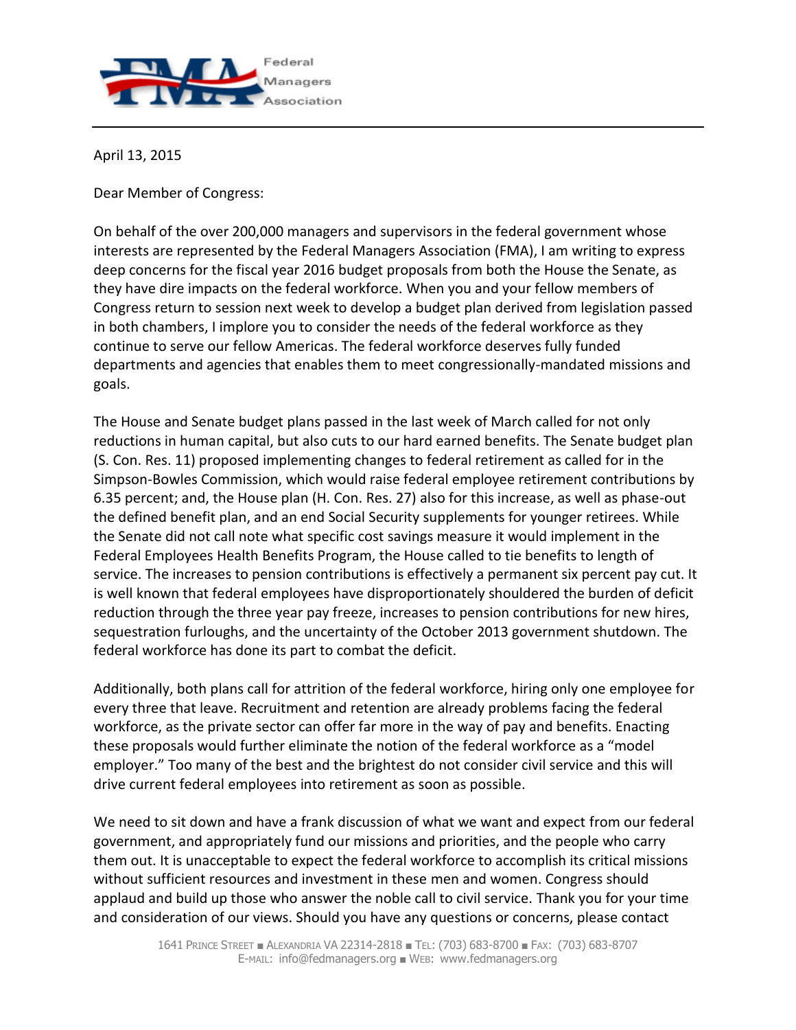Federal Managers Association

April 13, 2015

Dear Member of Congress:

On behalf of the over 200,000 managers and supervisors in the federal government whose interests are represented by the Federal Managers Association (FMA), I am writing to express deep concerns for the fiscal year 2016 budget proposals from both the House the Senate, as they have dire impacts on the federal workforce. When you and your fellow members of Congress return to session next week to develop a budget plan derived from legislation passed in both chambers, I implore you to consider the needs of the federal workforce as they continue to serve our fellow Americas. The federal workforce deserves fully funded departments and agencies that enables them to meet congressionally-mandated missions and goals.

The House and Senate budget plans passed in the last week of March called for not only reductions in human capital, but also cuts to our hard earned benefits. The Senate budget plan (S. Con. Res. 11) proposed implementing changes to federal retirement as called for in the Simpson-Bowles Commission, which would raise federal employee retirement contributions by 6.35 percent; and, the House plan (H. Con. Res. 27) also for this increase, as well as phase-out the defined benefit plan, and an end Social Security supplements for younger retirees. While the Senate did not call note what specific cost savings measure it would implement in the Federal Employees Health Benefits Program, the House called to tie benefits to length of service. The increases to pension contributions is effectively a permanent six percent pay cut. It is well known that federal employees have disproportionately shouldered the burden of deficit reduction through the three year pay freeze, increases to pension contributions for new hires, sequestration furloughs, and the uncertainty of the October 2013 government shutdown. The federal workforce has done its part to combat the deficit.

Additionally, both plans call for attrition of the federal workforce, hiring only one employee for every three that leave. Recruitment and retention are already problems facing the federal workforce, as the private sector can offer far more in the way of pay and benefits. Enacting these proposals would further eliminate the notion of the federal workforce as a "model employer." Too many of the best and the brightest do not consider civil service and this will drive current federal employees into retirement as soon as possible.

We need to sit down and have a frank discussion of what we want and expect from our federal government, and appropriately fund our missions and priorities, and the people who carry them out. It is unacceptable to expect the federal workforce to accomplish its critical missions without sufficient resources and investment in these men and women. Congress should applaud and build up those who answer the noble call to civil service. Thank you for your time and consideration of our views. Should you have any questions or concerns, please contact

1641 Prince Street ■ Alexandria VA 22314-2818 ■ Tel: (703) 683-8700 ■ Fax: (703) 683-8707
E-mail: info@fedmanagers.org ■ Web: www.fedmanagers.org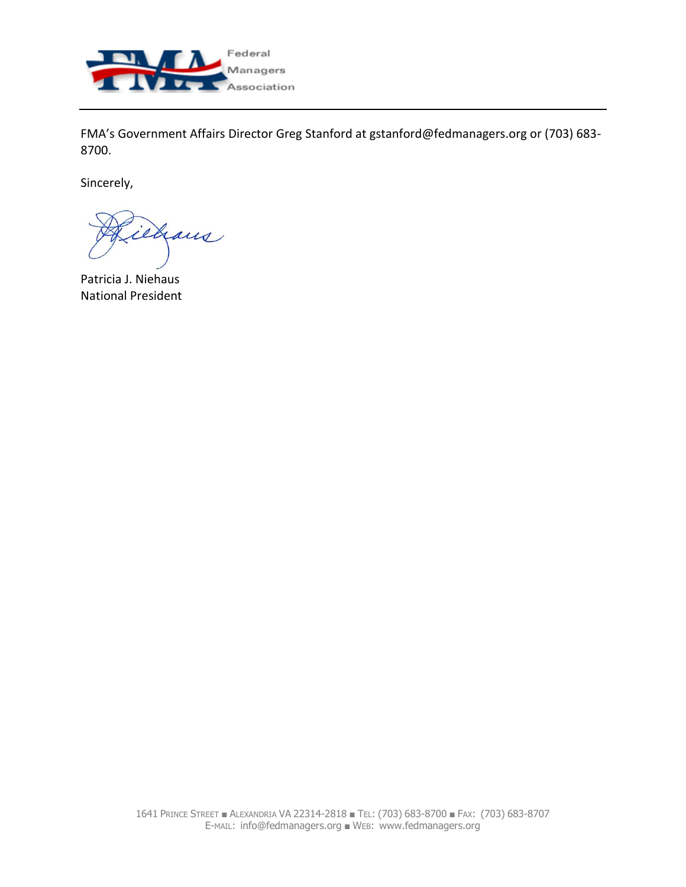FMA's Government Affairs Director Greg Stanford at gstanford@fedmanagers.org or (703) 683-8700.

Sincerely,

Patricia J. Niehaus
National President